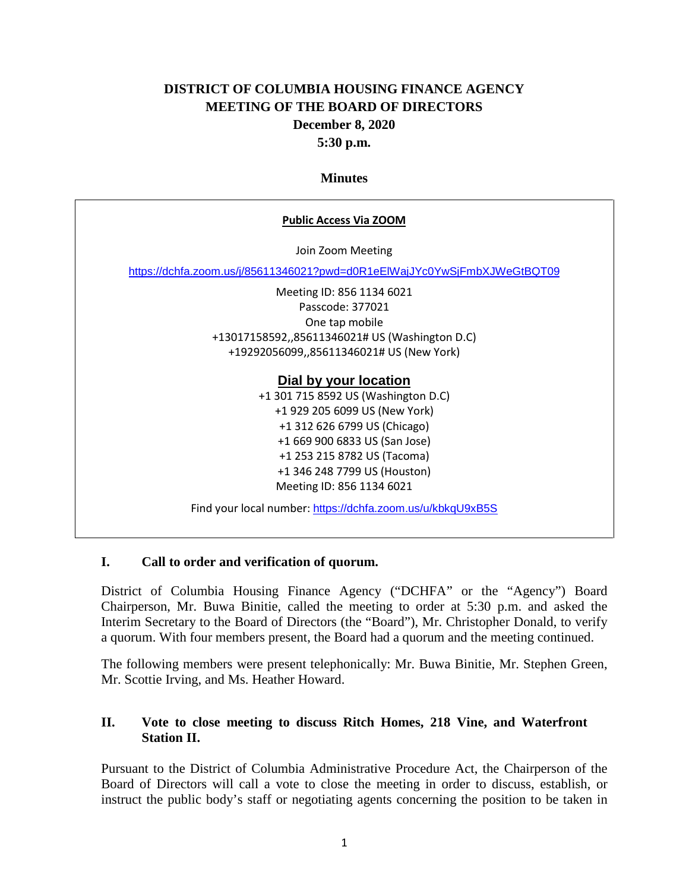# DISTRICT OF COLUMBIA HOUSING FINANCE AGENCY
## MEETING OF THE BOARD OF DIRECTORS
### December 8, 2020
### 5:30 p.m.

### Minutes

**Public Access Via ZOOM**

Join Zoom Meeting

https://dchfa.zoom.us/j/85611346021?pwd=d0R1eElWajJYc0YwSjFmbXJWeGtBQT09

Meeting ID: 856 1134 6021
Passcode: 377021
One tap mobile
+13017158592,,85611346021# US (Washington D.C)
+19292056099,,85611346021# US (New York)

**Dial by your location**

+1 301 715 8592 US (Washington D.C)
+1 929 205 6099 US (New York)
+1 312 626 6799 US (Chicago)
+1 669 900 6833 US (San Jose)
+1 253 215 8782 US (Tacoma)
+1 346 248 7799 US (Houston)
Meeting ID: 856 1134 6021

Find your local number: https://dchfa.zoom.us/u/kbkqU9xB5S

## I. Call to order and verification of quorum.

District of Columbia Housing Finance Agency ("DCHFA" or the "Agency") Board Chairperson, Mr. Buwa Binitie, called the meeting to order at 5:30 p.m. and asked the Interim Secretary to the Board of Directors (the "Board"), Mr. Christopher Donald, to verify a quorum. With four members present, the Board had a quorum and the meeting continued.

The following members were present telephonically: Mr. Buwa Binitie, Mr. Stephen Green, Mr. Scottie Irving, and Ms. Heather Howard.

## II. Vote to close meeting to discuss Ritch Homes, 218 Vine, and Waterfront Station II.

Pursuant to the District of Columbia Administrative Procedure Act, the Chairperson of the Board of Directors will call a vote to close the meeting in order to discuss, establish, or instruct the public body's staff or negotiating agents concerning the position to be taken in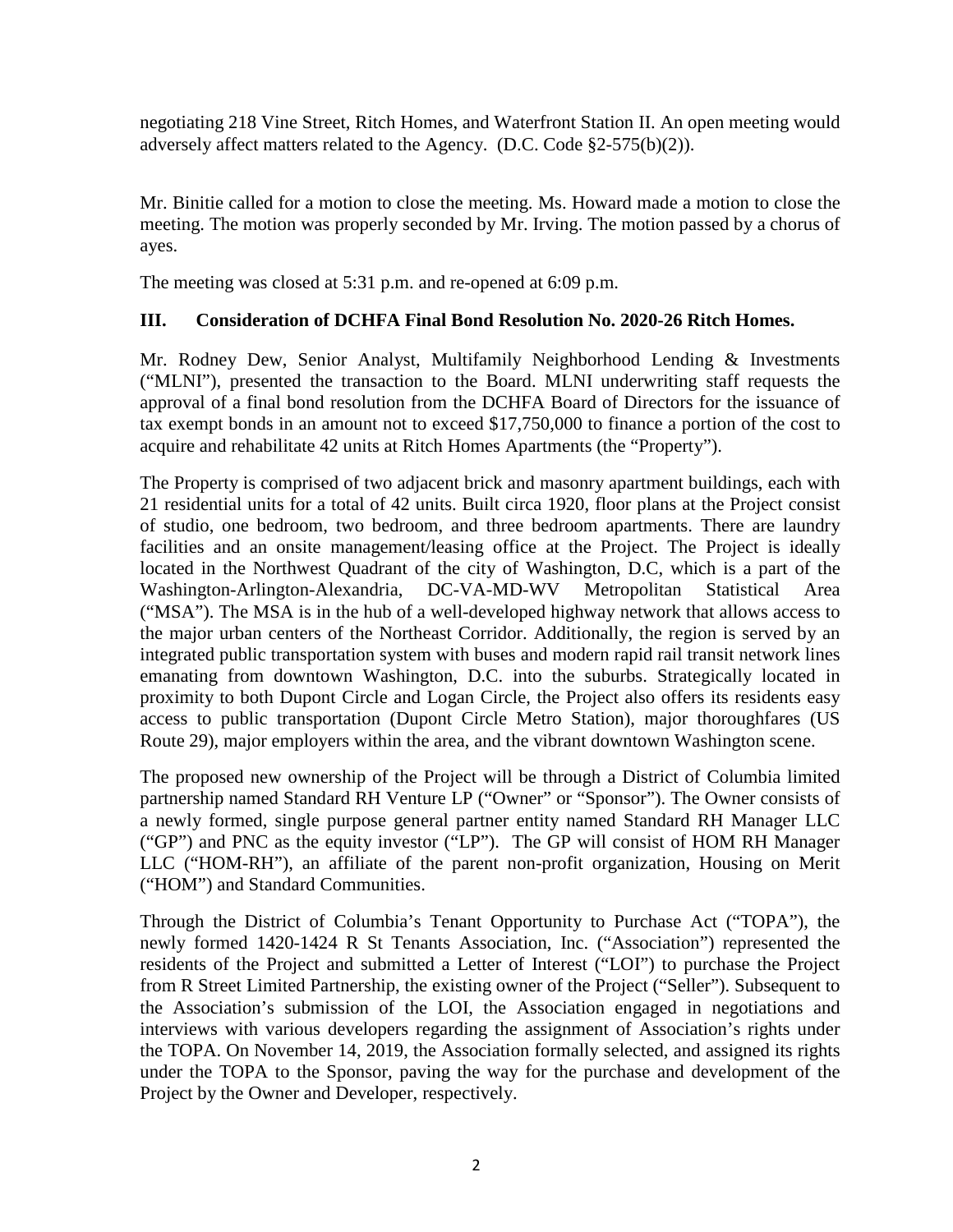negotiating 218 Vine Street, Ritch Homes, and Waterfront Station II. An open meeting would adversely affect matters related to the Agency. (D.C. Code §2-575(b)(2)).

Mr. Binitie called for a motion to close the meeting. Ms. Howard made a motion to close the meeting. The motion was properly seconded by Mr. Irving. The motion passed by a chorus of ayes.

The meeting was closed at 5:31 p.m. and re-opened at 6:09 p.m.

## III. Consideration of DCHFA Final Bond Resolution No. 2020-26 Ritch Homes.

Mr. Rodney Dew, Senior Analyst, Multifamily Neighborhood Lending & Investments ("MLNI"), presented the transaction to the Board. MLNI underwriting staff requests the approval of a final bond resolution from the DCHFA Board of Directors for the issuance of tax exempt bonds in an amount not to exceed $17,750,000 to finance a portion of the cost to acquire and rehabilitate 42 units at Ritch Homes Apartments (the "Property").

The Property is comprised of two adjacent brick and masonry apartment buildings, each with 21 residential units for a total of 42 units. Built circa 1920, floor plans at the Project consist of studio, one bedroom, two bedroom, and three bedroom apartments. There are laundry facilities and an onsite management/leasing office at the Project. The Project is ideally located in the Northwest Quadrant of the city of Washington, D.C, which is a part of the Washington-Arlington-Alexandria, DC-VA-MD-WV Metropolitan Statistical Area ("MSA"). The MSA is in the hub of a well-developed highway network that allows access to the major urban centers of the Northeast Corridor. Additionally, the region is served by an integrated public transportation system with buses and modern rapid rail transit network lines emanating from downtown Washington, D.C. into the suburbs. Strategically located in proximity to both Dupont Circle and Logan Circle, the Project also offers its residents easy access to public transportation (Dupont Circle Metro Station), major thoroughfares (US Route 29), major employers within the area, and the vibrant downtown Washington scene.

The proposed new ownership of the Project will be through a District of Columbia limited partnership named Standard RH Venture LP ("Owner" or "Sponsor"). The Owner consists of a newly formed, single purpose general partner entity named Standard RH Manager LLC ("GP") and PNC as the equity investor ("LP"). The GP will consist of HOM RH Manager LLC ("HOM-RH"), an affiliate of the parent non-profit organization, Housing on Merit ("HOM") and Standard Communities.

Through the District of Columbia's Tenant Opportunity to Purchase Act ("TOPA"), the newly formed 1420-1424 R St Tenants Association, Inc. ("Association") represented the residents of the Project and submitted a Letter of Interest ("LOI") to purchase the Project from R Street Limited Partnership, the existing owner of the Project ("Seller"). Subsequent to the Association's submission of the LOI, the Association engaged in negotiations and interviews with various developers regarding the assignment of Association's rights under the TOPA. On November 14, 2019, the Association formally selected, and assigned its rights under the TOPA to the Sponsor, paving the way for the purchase and development of the Project by the Owner and Developer, respectively.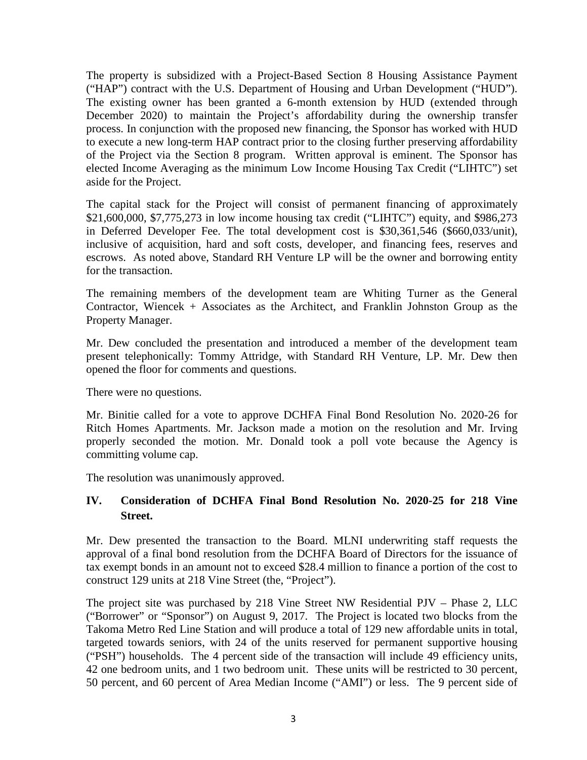The property is subsidized with a Project-Based Section 8 Housing Assistance Payment ("HAP") contract with the U.S. Department of Housing and Urban Development ("HUD"). The existing owner has been granted a 6-month extension by HUD (extended through December 2020) to maintain the Project's affordability during the ownership transfer process. In conjunction with the proposed new financing, the Sponsor has worked with HUD to execute a new long-term HAP contract prior to the closing further preserving affordability of the Project via the Section 8 program. Written approval is eminent. The Sponsor has elected Income Averaging as the minimum Low Income Housing Tax Credit ("LIHTC") set aside for the Project.

The capital stack for the Project will consist of permanent financing of approximately $21,600,000, $7,775,273 in low income housing tax credit ("LIHTC") equity, and $986,273 in Deferred Developer Fee. The total development cost is $30,361,546 ($660,033/unit), inclusive of acquisition, hard and soft costs, developer, and financing fees, reserves and escrows. As noted above, Standard RH Venture LP will be the owner and borrowing entity for the transaction.

The remaining members of the development team are Whiting Turner as the General Contractor, Wiencek + Associates as the Architect, and Franklin Johnston Group as the Property Manager.

Mr. Dew concluded the presentation and introduced a member of the development team present telephonically: Tommy Attridge, with Standard RH Venture, LP. Mr. Dew then opened the floor for comments and questions.

There were no questions.

Mr. Binitie called for a vote to approve DCHFA Final Bond Resolution No. 2020-26 for Ritch Homes Apartments. Mr. Jackson made a motion on the resolution and Mr. Irving properly seconded the motion. Mr. Donald took a poll vote because the Agency is committing volume cap.

The resolution was unanimously approved.

## IV. Consideration of DCHFA Final Bond Resolution No. 2020-25 for 218 Vine Street.

Mr. Dew presented the transaction to the Board. MLNI underwriting staff requests the approval of a final bond resolution from the DCHFA Board of Directors for the issuance of tax exempt bonds in an amount not to exceed $28.4 million to finance a portion of the cost to construct 129 units at 218 Vine Street (the, "Project").

The project site was purchased by 218 Vine Street NW Residential PJV – Phase 2, LLC ("Borrower" or "Sponsor") on August 9, 2017. The Project is located two blocks from the Takoma Metro Red Line Station and will produce a total of 129 new affordable units in total, targeted towards seniors, with 24 of the units reserved for permanent supportive housing ("PSH") households. The 4 percent side of the transaction will include 49 efficiency units, 42 one bedroom units, and 1 two bedroom unit. These units will be restricted to 30 percent, 50 percent, and 60 percent of Area Median Income ("AMI") or less. The 9 percent side of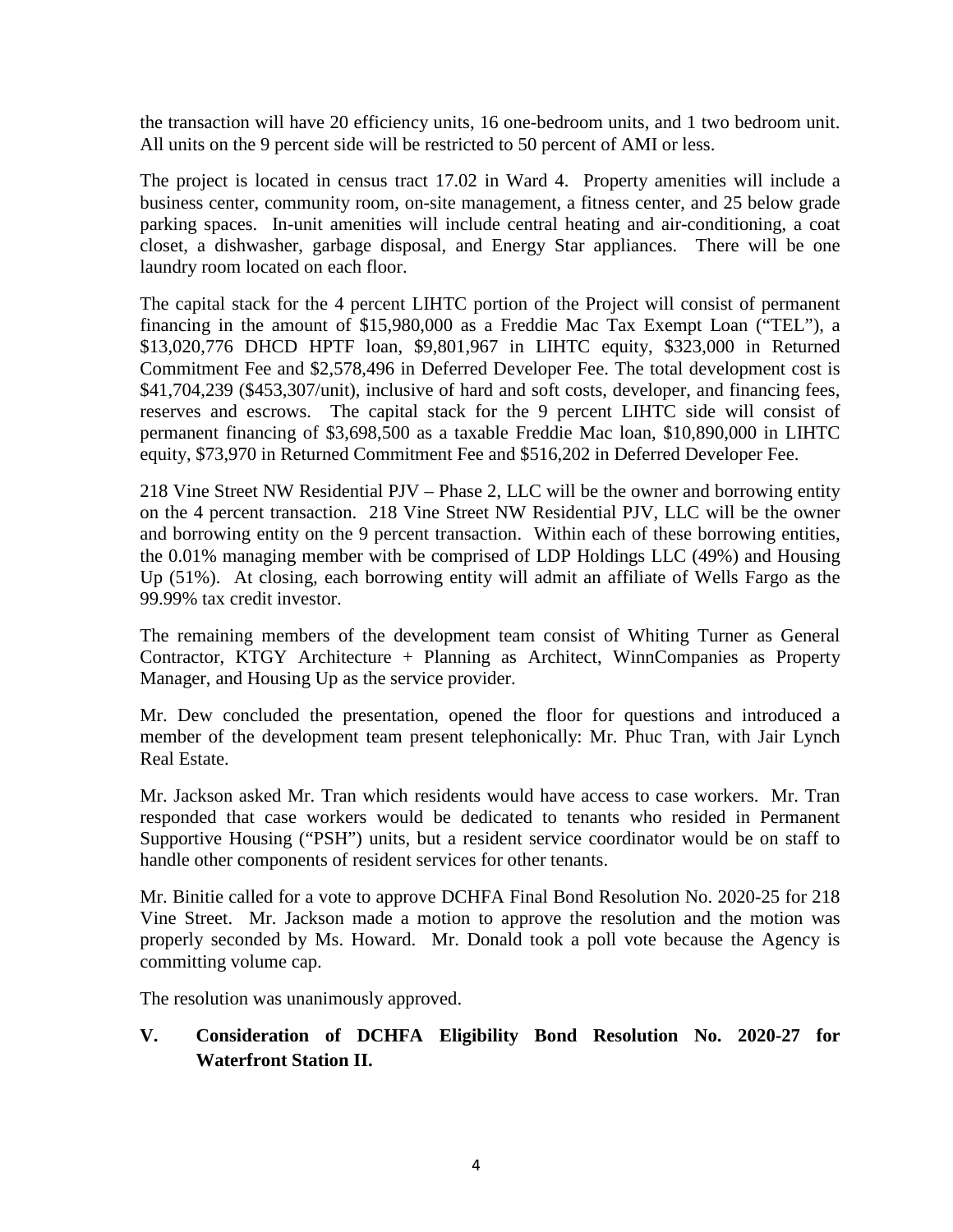the transaction will have 20 efficiency units, 16 one-bedroom units, and 1 two bedroom unit. All units on the 9 percent side will be restricted to 50 percent of AMI or less.

The project is located in census tract 17.02 in Ward 4. Property amenities will include a business center, community room, on-site management, a fitness center, and 25 below grade parking spaces. In-unit amenities will include central heating and air-conditioning, a coat closet, a dishwasher, garbage disposal, and Energy Star appliances. There will be one laundry room located on each floor.

The capital stack for the 4 percent LIHTC portion of the Project will consist of permanent financing in the amount of $15,980,000 as a Freddie Mac Tax Exempt Loan ("TEL"), a $13,020,776 DHCD HPTF loan, $9,801,967 in LIHTC equity, $323,000 in Returned Commitment Fee and $2,578,496 in Deferred Developer Fee. The total development cost is $41,704,239 ($453,307/unit), inclusive of hard and soft costs, developer, and financing fees, reserves and escrows. The capital stack for the 9 percent LIHTC side will consist of permanent financing of $3,698,500 as a taxable Freddie Mac loan, $10,890,000 in LIHTC equity, $73,970 in Returned Commitment Fee and $516,202 in Deferred Developer Fee.

218 Vine Street NW Residential PJV – Phase 2, LLC will be the owner and borrowing entity on the 4 percent transaction. 218 Vine Street NW Residential PJV, LLC will be the owner and borrowing entity on the 9 percent transaction. Within each of these borrowing entities, the 0.01% managing member with be comprised of LDP Holdings LLC (49%) and Housing Up (51%). At closing, each borrowing entity will admit an affiliate of Wells Fargo as the 99.99% tax credit investor.

The remaining members of the development team consist of Whiting Turner as General Contractor, KTGY Architecture + Planning as Architect, WinnCompanies as Property Manager, and Housing Up as the service provider.

Mr. Dew concluded the presentation, opened the floor for questions and introduced a member of the development team present telephonically: Mr. Phuc Tran, with Jair Lynch Real Estate.

Mr. Jackson asked Mr. Tran which residents would have access to case workers. Mr. Tran responded that case workers would be dedicated to tenants who resided in Permanent Supportive Housing ("PSH") units, but a resident service coordinator would be on staff to handle other components of resident services for other tenants.

Mr. Binitie called for a vote to approve DCHFA Final Bond Resolution No. 2020-25 for 218 Vine Street. Mr. Jackson made a motion to approve the resolution and the motion was properly seconded by Ms. Howard. Mr. Donald took a poll vote because the Agency is committing volume cap.

The resolution was unanimously approved.

## V. Consideration of DCHFA Eligibility Bond Resolution No. 2020-27 for Waterfront Station II.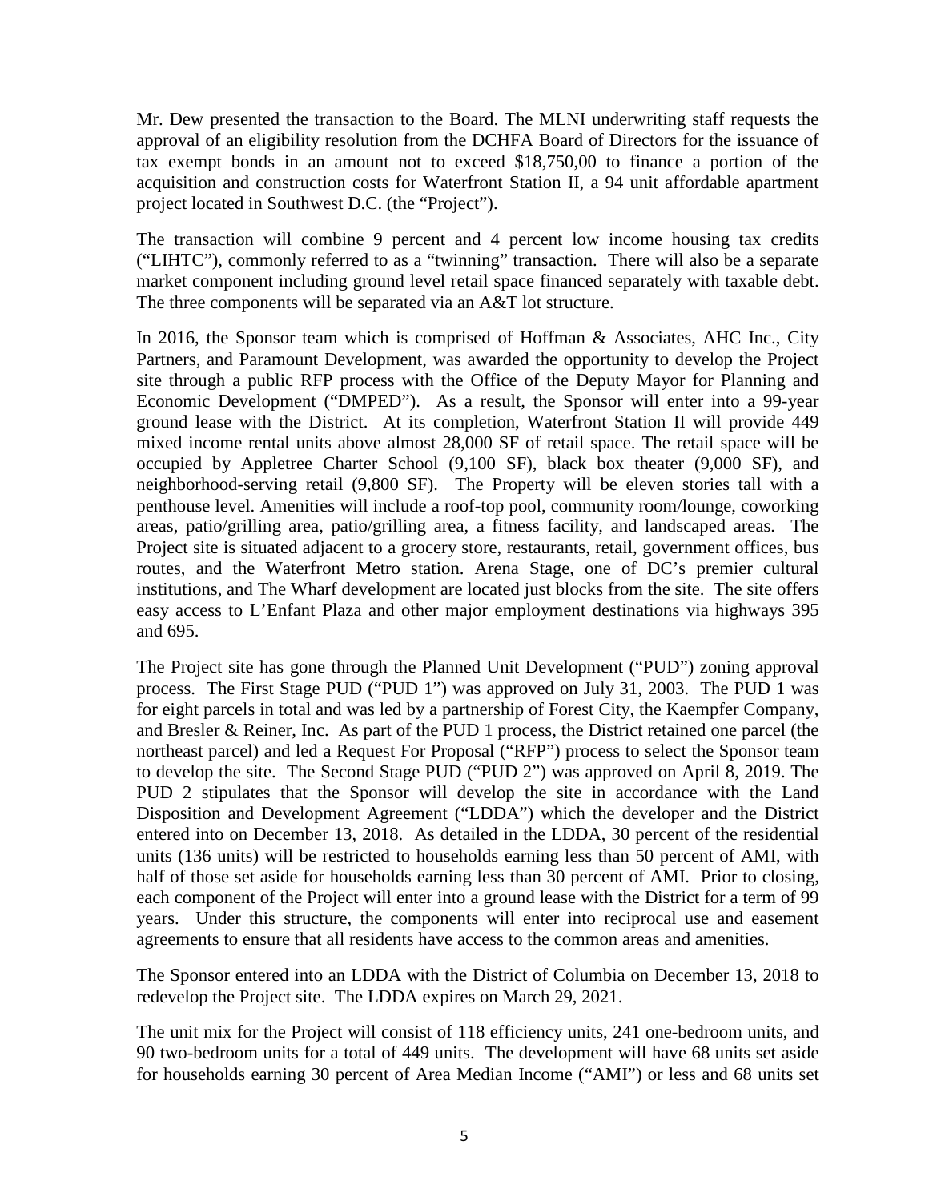Mr. Dew presented the transaction to the Board. The MLNI underwriting staff requests the approval of an eligibility resolution from the DCHFA Board of Directors for the issuance of tax exempt bonds in an amount not to exceed $18,750,00 to finance a portion of the acquisition and construction costs for Waterfront Station II, a 94 unit affordable apartment project located in Southwest D.C. (the "Project").

The transaction will combine 9 percent and 4 percent low income housing tax credits ("LIHTC"), commonly referred to as a "twinning" transaction. There will also be a separate market component including ground level retail space financed separately with taxable debt. The three components will be separated via an A&T lot structure.

In 2016, the Sponsor team which is comprised of Hoffman & Associates, AHC Inc., City Partners, and Paramount Development, was awarded the opportunity to develop the Project site through a public RFP process with the Office of the Deputy Mayor for Planning and Economic Development ("DMPED"). As a result, the Sponsor will enter into a 99-year ground lease with the District. At its completion, Waterfront Station II will provide 449 mixed income rental units above almost 28,000 SF of retail space. The retail space will be occupied by Appletree Charter School (9,100 SF), black box theater (9,000 SF), and neighborhood-serving retail (9,800 SF). The Property will be eleven stories tall with a penthouse level. Amenities will include a roof-top pool, community room/lounge, coworking areas, patio/grilling area, patio/grilling area, a fitness facility, and landscaped areas. The Project site is situated adjacent to a grocery store, restaurants, retail, government offices, bus routes, and the Waterfront Metro station. Arena Stage, one of DC's premier cultural institutions, and The Wharf development are located just blocks from the site. The site offers easy access to L'Enfant Plaza and other major employment destinations via highways 395 and 695.

The Project site has gone through the Planned Unit Development ("PUD") zoning approval process. The First Stage PUD ("PUD 1") was approved on July 31, 2003. The PUD 1 was for eight parcels in total and was led by a partnership of Forest City, the Kaempfer Company, and Bresler & Reiner, Inc. As part of the PUD 1 process, the District retained one parcel (the northeast parcel) and led a Request For Proposal ("RFP") process to select the Sponsor team to develop the site. The Second Stage PUD ("PUD 2") was approved on April 8, 2019. The PUD 2 stipulates that the Sponsor will develop the site in accordance with the Land Disposition and Development Agreement ("LDDA") which the developer and the District entered into on December 13, 2018. As detailed in the LDDA, 30 percent of the residential units (136 units) will be restricted to households earning less than 50 percent of AMI, with half of those set aside for households earning less than 30 percent of AMI. Prior to closing, each component of the Project will enter into a ground lease with the District for a term of 99 years. Under this structure, the components will enter into reciprocal use and easement agreements to ensure that all residents have access to the common areas and amenities.

The Sponsor entered into an LDDA with the District of Columbia on December 13, 2018 to redevelop the Project site. The LDDA expires on March 29, 2021.

The unit mix for the Project will consist of 118 efficiency units, 241 one-bedroom units, and 90 two-bedroom units for a total of 449 units. The development will have 68 units set aside for households earning 30 percent of Area Median Income ("AMI") or less and 68 units set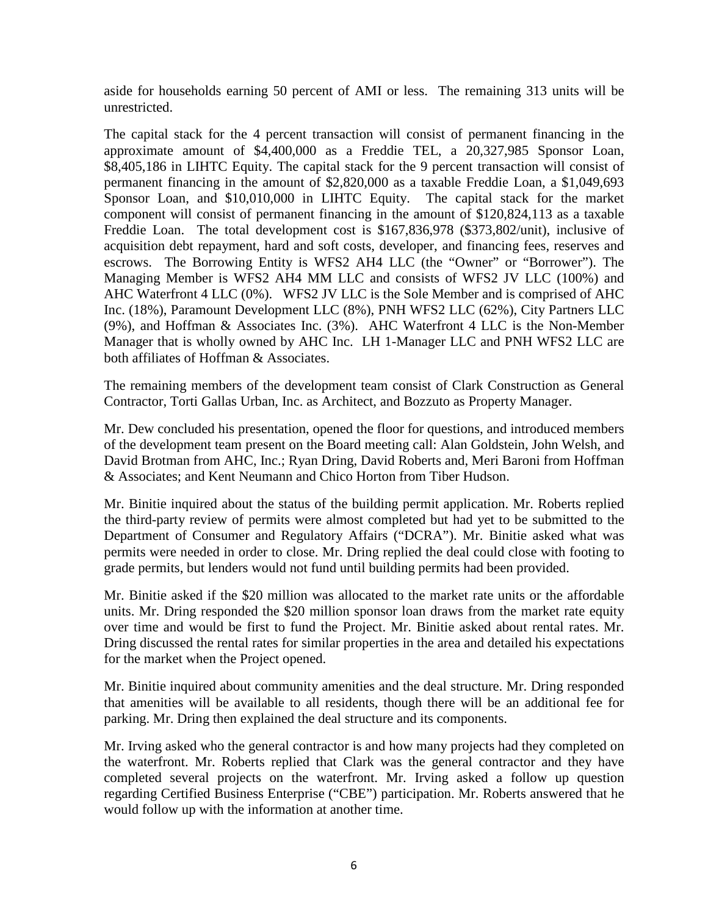aside for households earning 50 percent of AMI or less. The remaining 313 units will be unrestricted.

The capital stack for the 4 percent transaction will consist of permanent financing in the approximate amount of $4,400,000 as a Freddie TEL, a 20,327,985 Sponsor Loan, $8,405,186 in LIHTC Equity. The capital stack for the 9 percent transaction will consist of permanent financing in the amount of $2,820,000 as a taxable Freddie Loan, a $1,049,693 Sponsor Loan, and $10,010,000 in LIHTC Equity. The capital stack for the market component will consist of permanent financing in the amount of $120,824,113 as a taxable Freddie Loan. The total development cost is $167,836,978 ($373,802/unit), inclusive of acquisition debt repayment, hard and soft costs, developer, and financing fees, reserves and escrows. The Borrowing Entity is WFS2 AH4 LLC (the "Owner" or "Borrower"). The Managing Member is WFS2 AH4 MM LLC and consists of WFS2 JV LLC (100%) and AHC Waterfront 4 LLC (0%). WFS2 JV LLC is the Sole Member and is comprised of AHC Inc. (18%), Paramount Development LLC (8%), PNH WFS2 LLC (62%), City Partners LLC (9%), and Hoffman & Associates Inc. (3%). AHC Waterfront 4 LLC is the Non-Member Manager that is wholly owned by AHC Inc. LH 1-Manager LLC and PNH WFS2 LLC are both affiliates of Hoffman & Associates.

The remaining members of the development team consist of Clark Construction as General Contractor, Torti Gallas Urban, Inc. as Architect, and Bozzuto as Property Manager.

Mr. Dew concluded his presentation, opened the floor for questions, and introduced members of the development team present on the Board meeting call: Alan Goldstein, John Welsh, and David Brotman from AHC, Inc.; Ryan Dring, David Roberts and, Meri Baroni from Hoffman & Associates; and Kent Neumann and Chico Horton from Tiber Hudson.

Mr. Binitie inquired about the status of the building permit application. Mr. Roberts replied the third-party review of permits were almost completed but had yet to be submitted to the Department of Consumer and Regulatory Affairs ("DCRA"). Mr. Binitie asked what was permits were needed in order to close. Mr. Dring replied the deal could close with footing to grade permits, but lenders would not fund until building permits had been provided.

Mr. Binitie asked if the $20 million was allocated to the market rate units or the affordable units. Mr. Dring responded the $20 million sponsor loan draws from the market rate equity over time and would be first to fund the Project. Mr. Binitie asked about rental rates. Mr. Dring discussed the rental rates for similar properties in the area and detailed his expectations for the market when the Project opened.

Mr. Binitie inquired about community amenities and the deal structure. Mr. Dring responded that amenities will be available to all residents, though there will be an additional fee for parking. Mr. Dring then explained the deal structure and its components.

Mr. Irving asked who the general contractor is and how many projects had they completed on the waterfront. Mr. Roberts replied that Clark was the general contractor and they have completed several projects on the waterfront. Mr. Irving asked a follow up question regarding Certified Business Enterprise ("CBE") participation. Mr. Roberts answered that he would follow up with the information at another time.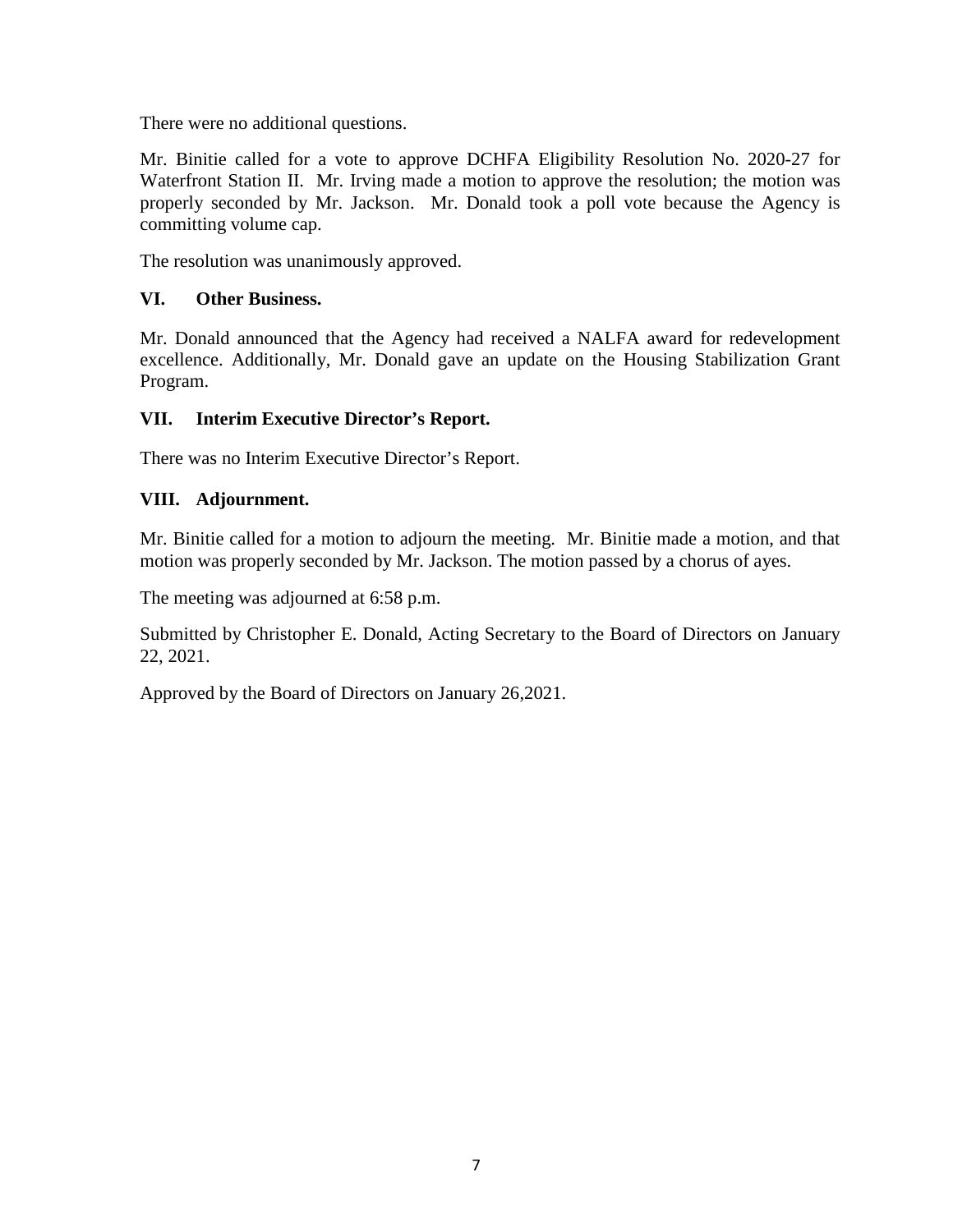There were no additional questions.

Mr. Binitie called for a vote to approve DCHFA Eligibility Resolution No. 2020-27 for Waterfront Station II. Mr. Irving made a motion to approve the resolution; the motion was properly seconded by Mr. Jackson. Mr. Donald took a poll vote because the Agency is committing volume cap.

The resolution was unanimously approved.

## VI. Other Business.

Mr. Donald announced that the Agency had received a NALFA award for redevelopment excellence. Additionally, Mr. Donald gave an update on the Housing Stabilization Grant Program.

## VII. Interim Executive Director's Report.

There was no Interim Executive Director's Report.

## VIII. Adjournment.

Mr. Binitie called for a motion to adjourn the meeting. Mr. Binitie made a motion, and that motion was properly seconded by Mr. Jackson. The motion passed by a chorus of ayes.

The meeting was adjourned at 6:58 p.m.

Submitted by Christopher E. Donald, Acting Secretary to the Board of Directors on January 22, 2021.

Approved by the Board of Directors on January 26,2021.